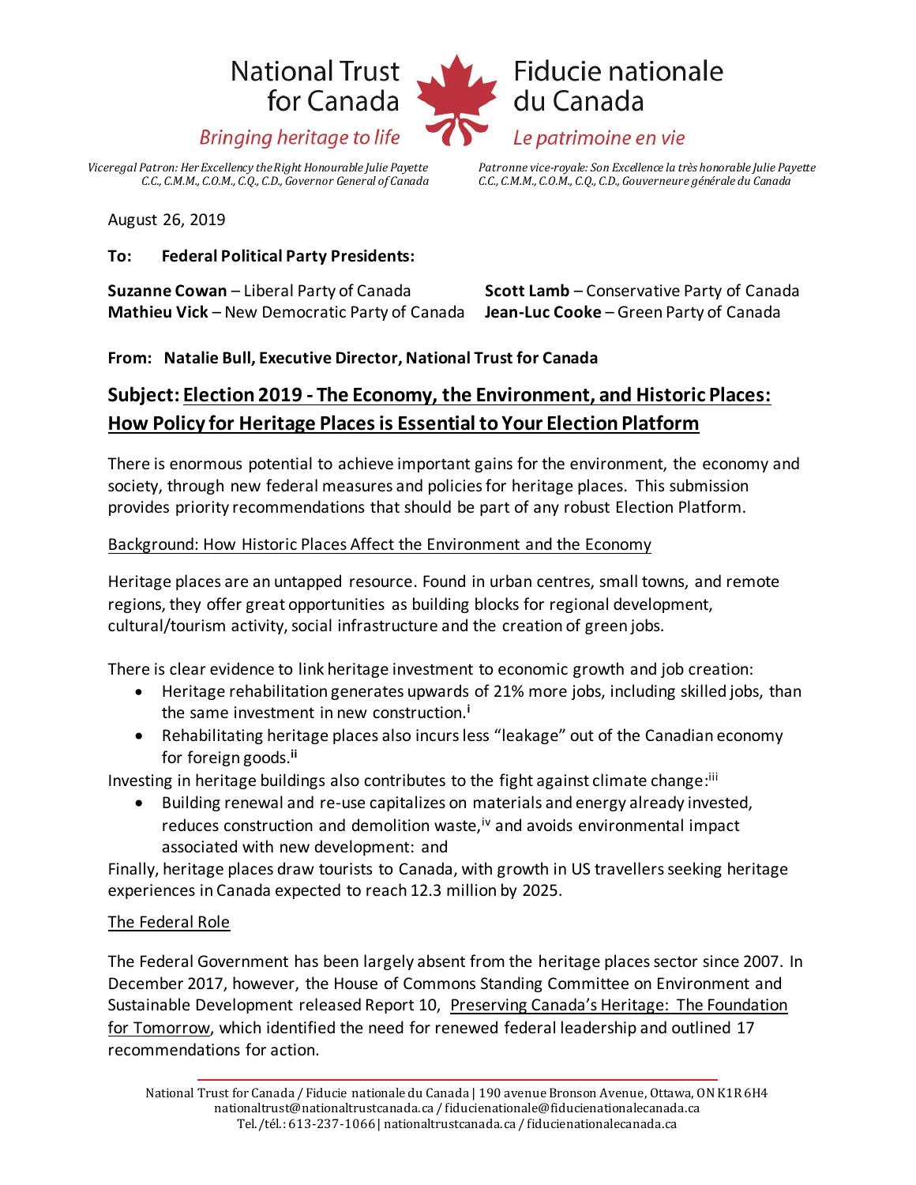National Trust for Canada

*Bringing heritage to life*

Fiducie nationale du Canada

*Le patrimoine en vie*

*Viceregal Patron: Her Excellency the Right Honourable Julie Payette C.C., C.M.M., C.O.M., C.Q., C.D., Governor General of Canada*

*Patronne vice-royale: Son Excellence la très honorable Julie Payette C.C., C.M.M., C.O.M., C.Q., C.D., Gouverneure générale du Canada*

August 26, 2019

**To: Federal Political Party Presidents:**

**Suzanne Cowan** – Liberal Party of Canada
**Scott Lamb** – Conservative Party of Canada
**Mathieu Vick** – New Democratic Party of Canada
**Jean-Luc Cooke** – Green Party of Canada

**From: Natalie Bull, Executive Director, National Trust for Canada**

## Subject: Election 2019 - The Economy, the Environment, and Historic Places: How Policy for Heritage Places is Essential to Your Election Platform

There is enormous potential to achieve important gains for the environment, the economy and society, through new federal measures and policies for heritage places. This submission provides priority recommendations that should be part of any robust Election Platform.

Background: How Historic Places Affect the Environment and the Economy

Heritage places are an untapped resource. Found in urban centres, small towns, and remote regions, they offer great opportunities as building blocks for regional development, cultural/tourism activity, social infrastructure and the creation of green jobs.

There is clear evidence to link heritage investment to economic growth and job creation:

- Heritage rehabilitation generates upwards of 21% more jobs, including skilled jobs, than the same investment in new construction.[i]
- Rehabilitating heritage places also incurs less "leakage" out of the Canadian economy for foreign goods.[ii]

Investing in heritage buildings also contributes to the fight against climate change:[iii]

- Building renewal and re-use capitalizes on materials and energy already invested, reduces construction and demolition waste,[iv] and avoids environmental impact associated with new development: and

Finally, heritage places draw tourists to Canada, with growth in US travellers seeking heritage experiences in Canada expected to reach 12.3 million by 2025.

The Federal Role

The Federal Government has been largely absent from the heritage places sector since 2007. In December 2017, however, the House of Commons Standing Committee on Environment and Sustainable Development released Report 10, Preserving Canada's Heritage: The Foundation for Tomorrow, which identified the need for renewed federal leadership and outlined 17 recommendations for action.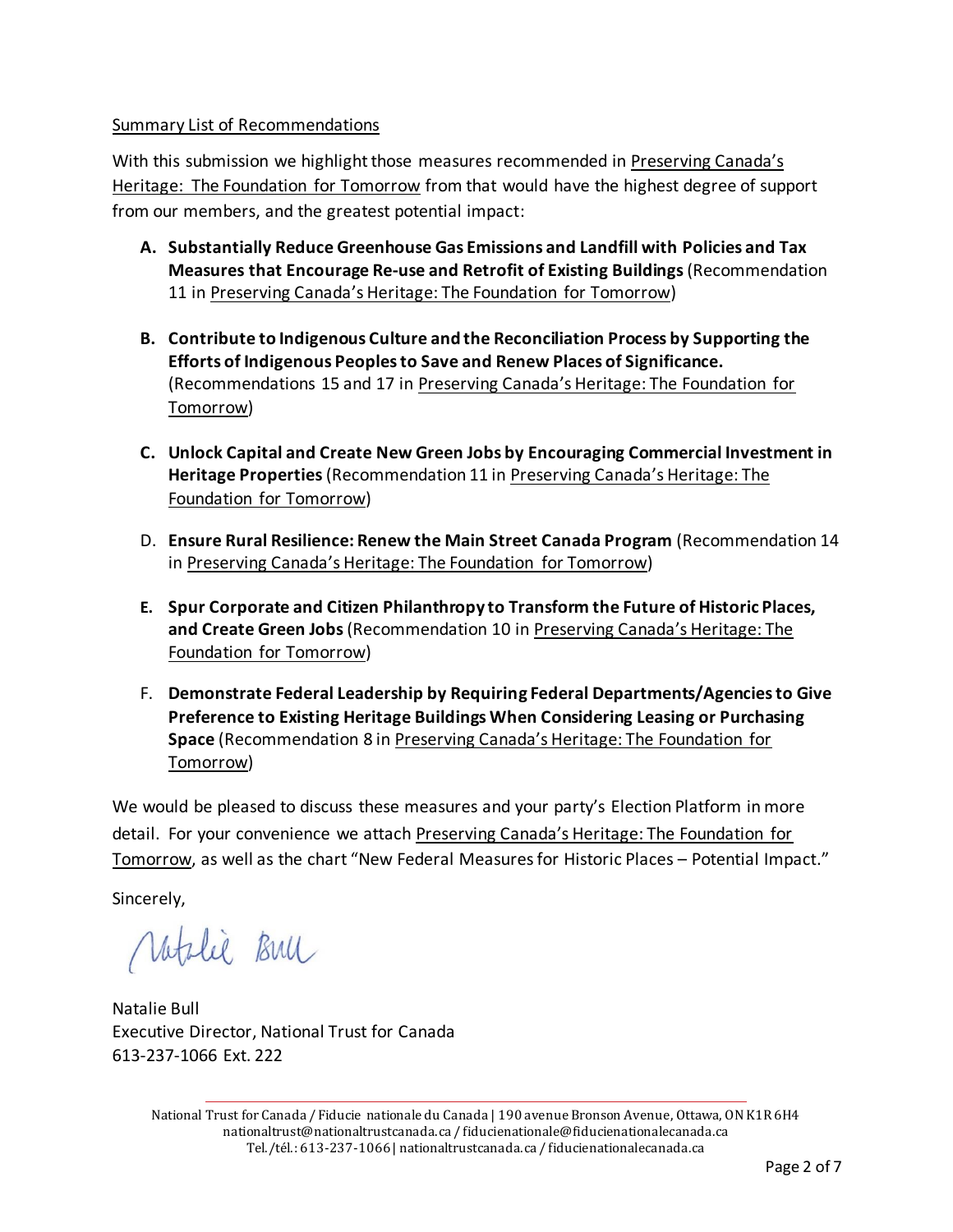Summary List of Recommendations

With this submission we highlight those measures recommended in Preserving Canada's Heritage: The Foundation for Tomorrow from that would have the highest degree of support from our members, and the greatest potential impact:

A. **Substantially Reduce Greenhouse Gas Emissions and Landfill with Policies and Tax Measures that Encourage Re-use and Retrofit of Existing Buildings** (Recommendation 11 in Preserving Canada's Heritage: The Foundation for Tomorrow)

B. **Contribute to Indigenous Culture and the Reconciliation Process by Supporting the Efforts of Indigenous Peoples to Save and Renew Places of Significance.** (Recommendations 15 and 17 in Preserving Canada's Heritage: The Foundation for Tomorrow)

C. **Unlock Capital and Create New Green Jobs by Encouraging Commercial Investment in Heritage Properties** (Recommendation 11 in Preserving Canada's Heritage: The Foundation for Tomorrow)

D. **Ensure Rural Resilience: Renew the Main Street Canada Program** (Recommendation 14 in Preserving Canada's Heritage: The Foundation for Tomorrow)

E. **Spur Corporate and Citizen Philanthropy to Transform the Future of Historic Places, and Create Green Jobs** (Recommendation 10 in Preserving Canada's Heritage: The Foundation for Tomorrow)

F. **Demonstrate Federal Leadership by Requiring Federal Departments/Agencies to Give Preference to Existing Heritage Buildings When Considering Leasing or Purchasing Space** (Recommendation 8 in Preserving Canada's Heritage: The Foundation for Tomorrow)

We would be pleased to discuss these measures and your party's Election Platform in more detail. For your convenience we attach Preserving Canada's Heritage: The Foundation for Tomorrow, as well as the chart "New Federal Measures for Historic Places – Potential Impact."

Sincerely,

Natalie Bull

Natalie Bull
Executive Director, National Trust for Canada
613-237-1066 Ext. 222

National Trust for Canada / Fiducie nationale du Canada | 190 avenue Bronson Avenue, Ottawa, ON K1R 6H4
nationaltrust@nationaltrustcanada.ca / fiducienationale@fiducienationalecanada.ca
Tel./tél.: 613-237-1066 | nationaltrustcanada.ca / fiducienationalecanada.ca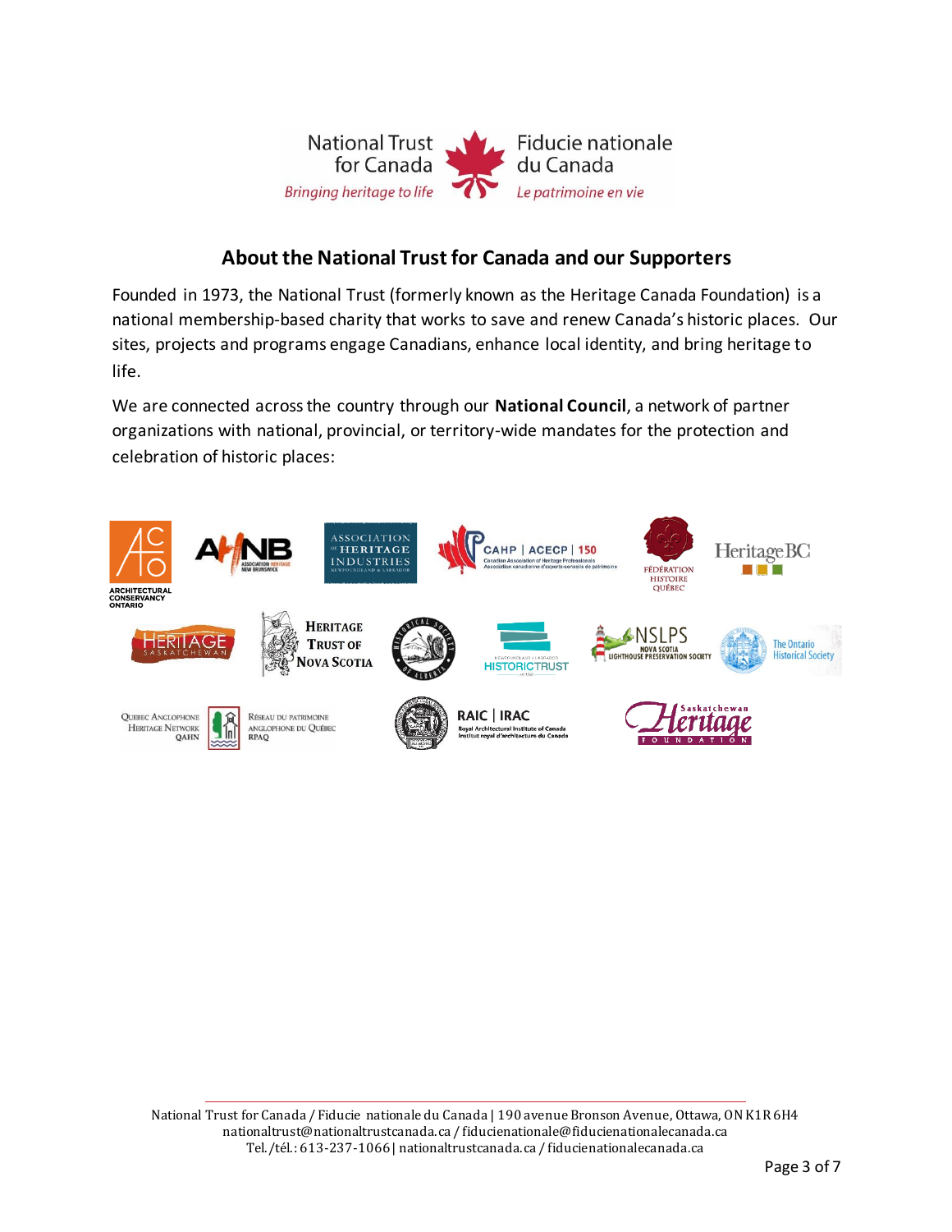National Trust for Canada
*Bringing heritage to life*

Fiducie nationale du Canada
*Le patrimoine en vie*

## About the National Trust for Canada and our Supporters

Founded in 1973, the National Trust (formerly known as the Heritage Canada Foundation) is a national membership-based charity that works to save and renew Canada's historic places. Our sites, projects and programs engage Canadians, enhance local identity, and bring heritage to life.

We are connected across the country through our **National Council**, a network of partner organizations with national, provincial, or territory-wide mandates for the protection and celebration of historic places:

- Architectural Conservancy Ontario (ACO)
- Association Heritage New Brunswick (AHNB)
- Association of Heritage Industries Newfoundland & Labrador
- CAHP | ACECP 150 – Canadian Association of Heritage Professionals / Association canadienne d'experts-conseils en patrimoine
- Fédération Histoire Québec
- Heritage BC
- Heritage Saskatchewan
- Heritage Trust of Nova Scotia
- Historical Society of Alberta
- Newfoundland & Labrador Historic Trust
- NSLPS – Nova Scotia Lighthouse Preservation Society
- The Ontario Historical Society
- Quebec Anglophone Heritage Network QAHN / Réseau du patrimoine anglophone du Québec RPAQ
- RAIC | IRAC – Royal Architectural Institute of Canada / Institut royal d'architecture du Canada
- Saskatchewan Heritage Foundation

National Trust for Canada / Fiducie nationale du Canada | 190 avenue Bronson Avenue, Ottawa, ON K1R 6H4
nationaltrust@nationaltrustcanada.ca / fiducienationale@fiducienationalecanada.ca
Tel./tél.: 613-237-1066 | nationaltrustcanada.ca / fiducienationalecanada.ca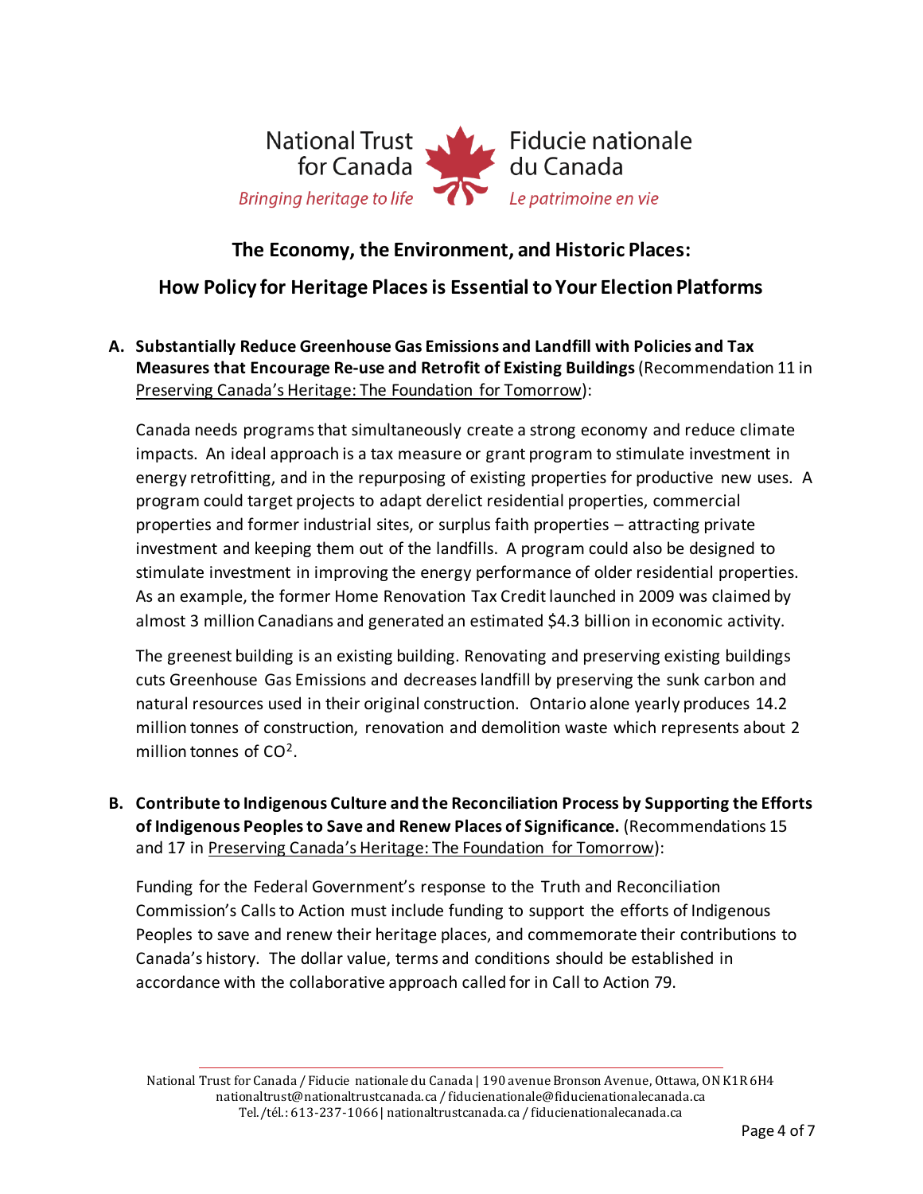National Trust for Canada / Fiducie nationale du Canada

*Bringing heritage to life* / *Le patrimoine en vie*

## The Economy, the Environment, and Historic Places:

## How Policy for Heritage Places is Essential to Your Election Platforms

**A. Substantially Reduce Greenhouse Gas Emissions and Landfill with Policies and Tax Measures that Encourage Re-use and Retrofit of Existing Buildings** (Recommendation 11 in Preserving Canada's Heritage: The Foundation for Tomorrow):

Canada needs programs that simultaneously create a strong economy and reduce climate impacts. An ideal approach is a tax measure or grant program to stimulate investment in energy retrofitting, and in the repurposing of existing properties for productive new uses. A program could target projects to adapt derelict residential properties, commercial properties and former industrial sites, or surplus faith properties – attracting private investment and keeping them out of the landfills. A program could also be designed to stimulate investment in improving the energy performance of older residential properties. As an example, the former Home Renovation Tax Credit launched in 2009 was claimed by almost 3 million Canadians and generated an estimated $4.3 billion in economic activity.

The greenest building is an existing building. Renovating and preserving existing buildings cuts Greenhouse Gas Emissions and decreases landfill by preserving the sunk carbon and natural resources used in their original construction. Ontario alone yearly produces 14.2 million tonnes of construction, renovation and demolition waste which represents about 2 million tonnes of $CO^2$.

**B. Contribute to Indigenous Culture and the Reconciliation Process by Supporting the Efforts of Indigenous Peoples to Save and Renew Places of Significance.** (Recommendations 15 and 17 in Preserving Canada's Heritage: The Foundation for Tomorrow):

Funding for the Federal Government's response to the Truth and Reconciliation Commission's Calls to Action must include funding to support the efforts of Indigenous Peoples to save and renew their heritage places, and commemorate their contributions to Canada's history. The dollar value, terms and conditions should be established in accordance with the collaborative approach called for in Call to Action 79.

National Trust for Canada / Fiducie nationale du Canada | 190 avenue Bronson Avenue, Ottawa, ON K1R 6H4
nationaltrust@nationaltrustcanada.ca / fiducienationale@fiducienationalecanada.ca
Tel./tél.: 613-237-1066 | nationaltrustcanada.ca / fiducienationalecanada.ca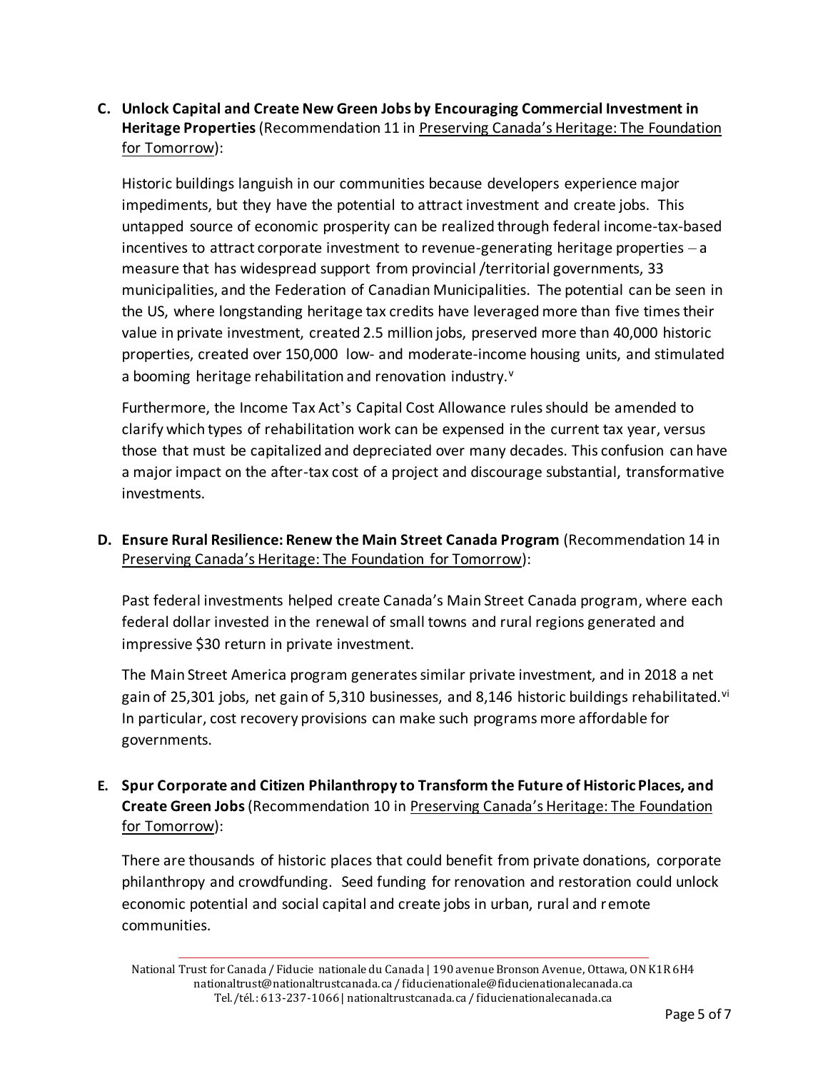**C. Unlock Capital and Create New Green Jobs by Encouraging Commercial Investment in Heritage Properties** (Recommendation 11 in Preserving Canada's Heritage: The Foundation for Tomorrow):

Historic buildings languish in our communities because developers experience major impediments, but they have the potential to attract investment and create jobs. This untapped source of economic prosperity can be realized through federal income-tax-based incentives to attract corporate investment to revenue-generating heritage properties – a measure that has widespread support from provincial /territorial governments, 33 municipalities, and the Federation of Canadian Municipalities. The potential can be seen in the US, where longstanding heritage tax credits have leveraged more than five times their value in private investment, created 2.5 million jobs, preserved more than 40,000 historic properties, created over 150,000 low- and moderate-income housing units, and stimulated a booming heritage rehabilitation and renovation industry.[v]

Furthermore, the Income Tax Act's Capital Cost Allowance rules should be amended to clarify which types of rehabilitation work can be expensed in the current tax year, versus those that must be capitalized and depreciated over many decades. This confusion can have a major impact on the after-tax cost of a project and discourage substantial, transformative investments.

**D. Ensure Rural Resilience: Renew the Main Street Canada Program** (Recommendation 14 in Preserving Canada's Heritage: The Foundation for Tomorrow):

Past federal investments helped create Canada's Main Street Canada program, where each federal dollar invested in the renewal of small towns and rural regions generated and impressive $30 return in private investment.

The Main Street America program generates similar private investment, and in 2018 a net gain of 25,301 jobs, net gain of 5,310 businesses, and 8,146 historic buildings rehabilitated.[vi] In particular, cost recovery provisions can make such programs more affordable for governments.

**E. Spur Corporate and Citizen Philanthropy to Transform the Future of Historic Places, and Create Green Jobs** (Recommendation 10 in Preserving Canada's Heritage: The Foundation for Tomorrow):

There are thousands of historic places that could benefit from private donations, corporate philanthropy and crowdfunding. Seed funding for renovation and restoration could unlock economic potential and social capital and create jobs in urban, rural and remote communities.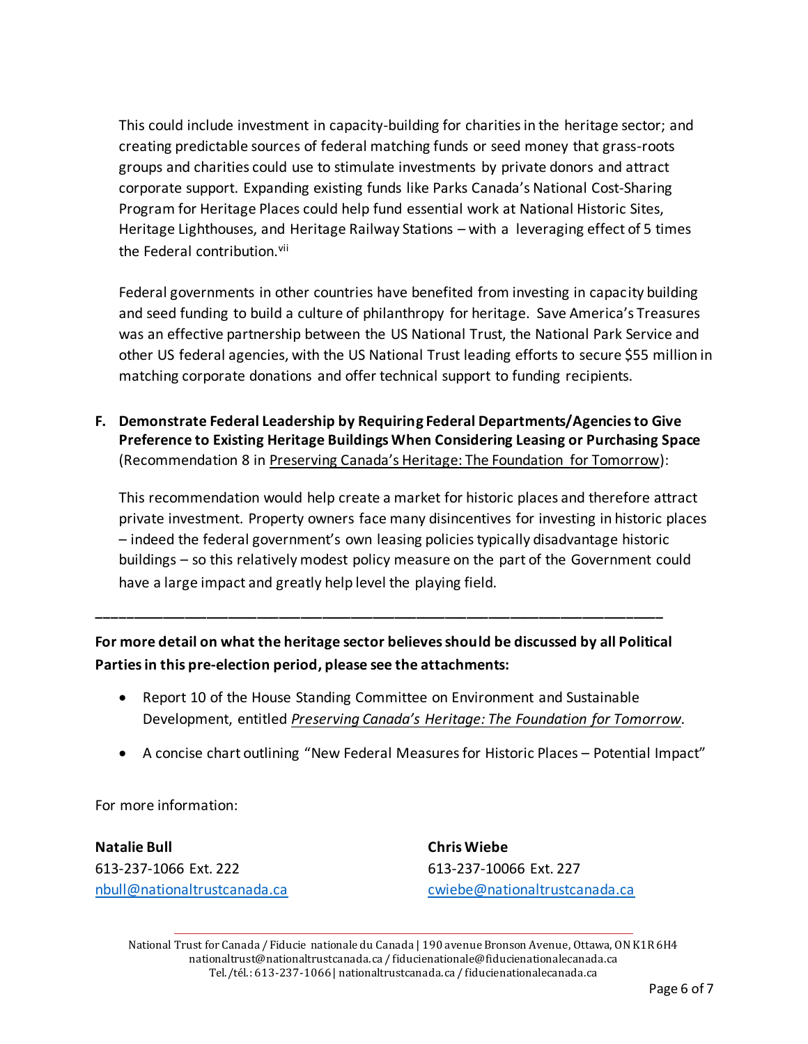This could include investment in capacity-building for charities in the heritage sector; and creating predictable sources of federal matching funds or seed money that grass-roots groups and charities could use to stimulate investments by private donors and attract corporate support. Expanding existing funds like Parks Canada's National Cost-Sharing Program for Heritage Places could help fund essential work at National Historic Sites, Heritage Lighthouses, and Heritage Railway Stations – with a leveraging effect of 5 times the Federal contribution.[vii]

Federal governments in other countries have benefited from investing in capacity building and seed funding to build a culture of philanthropy for heritage. Save America's Treasures was an effective partnership between the US National Trust, the National Park Service and other US federal agencies, with the US National Trust leading efforts to secure $55 million in matching corporate donations and offer technical support to funding recipients.

**F. Demonstrate Federal Leadership by Requiring Federal Departments/Agencies to Give Preference to Existing Heritage Buildings When Considering Leasing or Purchasing Space** (Recommendation 8 in Preserving Canada's Heritage: The Foundation for Tomorrow):

This recommendation would help create a market for historic places and therefore attract private investment. Property owners face many disincentives for investing in historic places – indeed the federal government's own leasing policies typically disadvantage historic buildings – so this relatively modest policy measure on the part of the Government could have a large impact and greatly help level the playing field.

---

**For more detail on what the heritage sector believes should be discussed by all Political Parties in this pre-election period, please see the attachments:**

- Report 10 of the House Standing Committee on Environment and Sustainable Development, entitled *Preserving Canada's Heritage: The Foundation for Tomorrow.*
- A concise chart outlining "New Federal Measures for Historic Places – Potential Impact"

For more information:

**Natalie Bull**
613-237-1066 Ext. 222
nbull@nationaltrustcanada.ca

**Chris Wiebe**
613-237-10066 Ext. 227
cwiebe@nationaltrustcanada.ca

National Trust for Canada / Fiducie nationale du Canada | 190 avenue Bronson Avenue, Ottawa, ON K1R 6H4
nationaltrust@nationaltrustcanada.ca / fiducienationale@fiducienationalecanada.ca
Tel./tél.: 613-237-1066 | nationaltrustcanada.ca / fiducienationalecanada.ca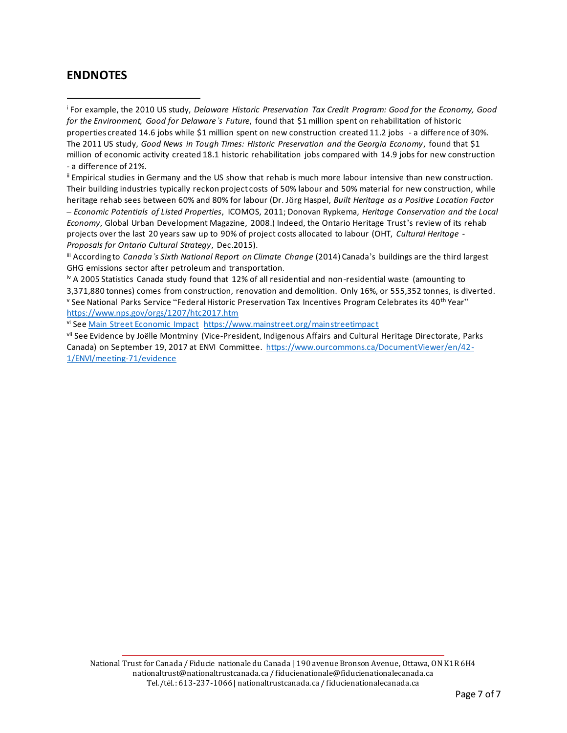## ENDNOTES

---

[i] For example, the 2010 US study, *Delaware Historic Preservation Tax Credit Program: Good for the Economy, Good for the Environment, Good for Delaware's Future*, found that $1 million spent on rehabilitation of historic properties created 14.6 jobs while $1 million spent on new construction created 11.2 jobs - a difference of 30%. The 2011 US study, *Good News in Tough Times: Historic Preservation and the Georgia Economy*, found that $1 million of economic activity created 18.1 historic rehabilitation jobs compared with 14.9 jobs for new construction - a difference of 21%.

[ii] Empirical studies in Germany and the US show that rehab is much more labour intensive than new construction. Their building industries typically reckon project costs of 50% labour and 50% material for new construction, while heritage rehab sees between 60% and 80% for labour (Dr. Jörg Haspel, *Built Heritage as a Positive Location Factor – Economic Potentials of Listed Properties*, ICOMOS, 2011; Donovan Rypkema, *Heritage Conservation and the Local Economy*, Global Urban Development Magazine, 2008.) Indeed, the Ontario Heritage Trust's review of its rehab projects over the last 20 years saw up to 90% of project costs allocated to labour (OHT, *Cultural Heritage - Proposals for Ontario Cultural Strategy*, Dec.2015).

[iii] According to *Canada's Sixth National Report on Climate Change* (2014) Canada's buildings are the third largest GHG emissions sector after petroleum and transportation.

[iv] A 2005 Statistics Canada study found that 12% of all residential and non-residential waste (amounting to 3,371,880 tonnes) comes from construction, renovation and demolition. Only 16%, or 555,352 tonnes, is diverted.

[v] See National Parks Service "Federal Historic Preservation Tax Incentives Program Celebrates its 40th Year" https://www.nps.gov/orgs/1207/htc2017.htm

[vi] See Main Street Economic Impact https://www.mainstreet.org/mainstreetimpact

[vii] See Evidence by Joëlle Montminy (Vice-President, Indigenous Affairs and Cultural Heritage Directorate, Parks Canada) on September 19, 2017 at ENVI Committee. https://www.ourcommons.ca/DocumentViewer/en/42-1/ENVI/meeting-71/evidence

National Trust for Canada / Fiducie nationale du Canada | 190 avenue Bronson Avenue, Ottawa, ON K1R 6H4
nationaltrust@nationaltrustcanada.ca / fiducienationale@fiducienationalecanada.ca
Tel./tél.: 613-237-1066 | nationaltrustcanada.ca / fiducienationalecanada.ca